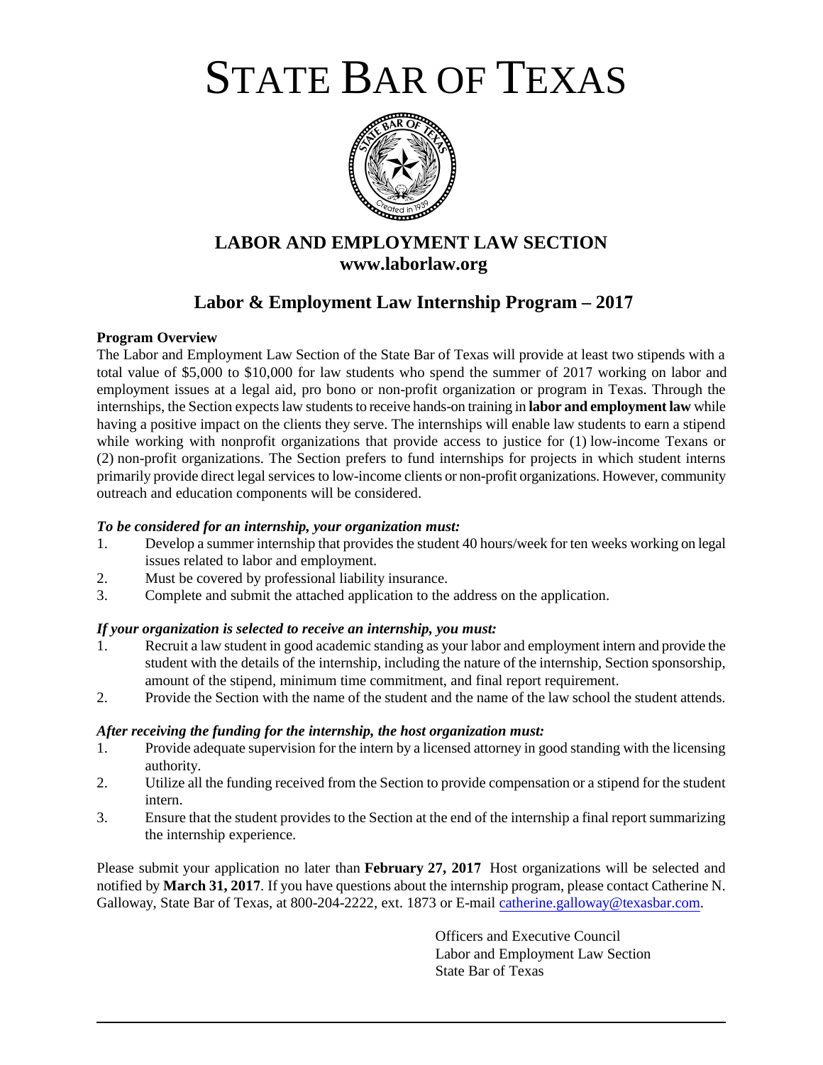# STATE BAR OF TEXAS

## LABOR AND EMPLOYMENT LAW SECTION
## www.laborlaw.org

## Labor & Employment Law Internship Program – 2017

**Program Overview**

The Labor and Employment Law Section of the State Bar of Texas will provide at least two stipends with a total value of $5,000 to $10,000 for law students who spend the summer of 2017 working on labor and employment issues at a legal aid, pro bono or non-profit organization or program in Texas. Through the internships, the Section expects law students to receive hands-on training in **labor and employment law** while having a positive impact on the clients they serve. The internships will enable law students to earn a stipend while working with nonprofit organizations that provide access to justice for (1) low-income Texans or (2) non-profit organizations. The Section prefers to fund internships for projects in which student interns primarily provide direct legal services to low-income clients or non-profit organizations. However, community outreach and education components will be considered.

***To be considered for an internship, your organization must:***

1. Develop a summer internship that provides the student 40 hours/week for ten weeks working on legal issues related to labor and employment.
2. Must be covered by professional liability insurance.
3. Complete and submit the attached application to the address on the application.

***If your organization is selected to receive an internship, you must:***

1. Recruit a law student in good academic standing as your labor and employment intern and provide the student with the details of the internship, including the nature of the internship, Section sponsorship, amount of the stipend, minimum time commitment, and final report requirement.
2. Provide the Section with the name of the student and the name of the law school the student attends.

***After receiving the funding for the internship, the host organization must:***

1. Provide adequate supervision for the intern by a licensed attorney in good standing with the licensing authority.
2. Utilize all the funding received from the Section to provide compensation or a stipend for the student intern.
3. Ensure that the student provides to the Section at the end of the internship a final report summarizing the internship experience.

Please submit your application no later than **February 27, 2017** Host organizations will be selected and notified by **March 31, 2017**. If you have questions about the internship program, please contact Catherine N. Galloway, State Bar of Texas, at 800-204-2222, ext. 1873 or E-mail catherine.galloway@texasbar.com.

Officers and Executive Council
Labor and Employment Law Section
State Bar of Texas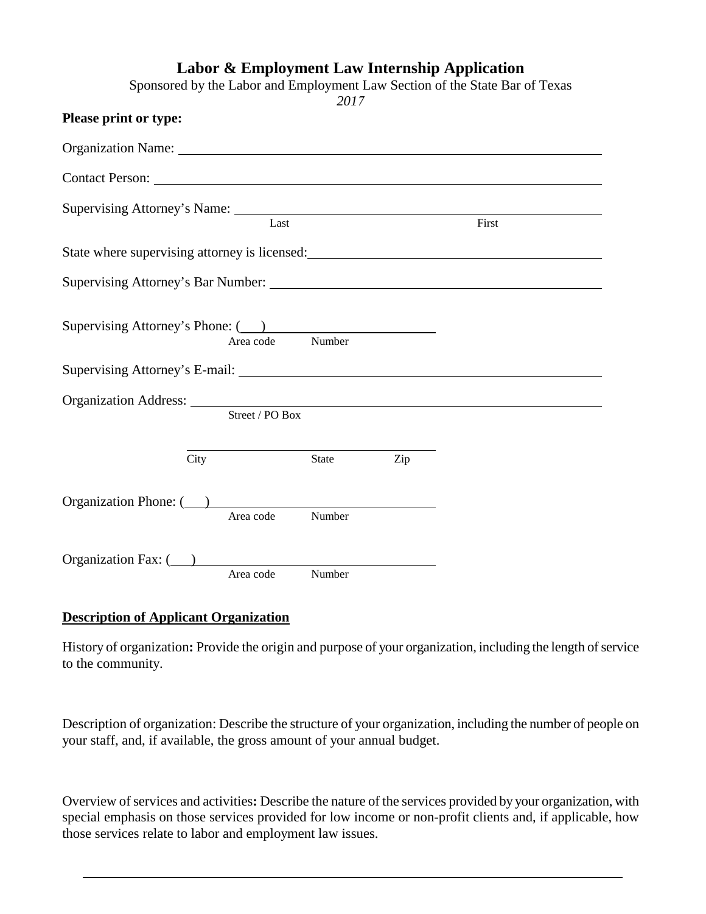# Labor & Employment Law Internship Application

Sponsored by the Labor and Employment Law Section of the State Bar of Texas

*2017*

**Please print or type:**

Organization Name: ______________________________________________

Contact Person: ______________________________________________

Supervising Attorney's Name: ______________________________________________
Last First

State where supervising attorney is licensed: ______________________________________________

Supervising Attorney's Bar Number: ______________________________________________

Supervising Attorney's Phone: (___) ______________________
Area code Number

Supervising Attorney's E-mail: ______________________________________________

Organization Address: ______________________________________________
Street / PO Box

______________________________
City State Zip

Organization Phone: (___) ______________________
Area code Number

Organization Fax: (___) ______________________
Area code Number

**Description of Applicant Organization**

History of organization**:** Provide the origin and purpose of your organization, including the length of service to the community.

Description of organization: Describe the structure of your organization, including the number of people on your staff, and, if available, the gross amount of your annual budget.

Overview of services and activities**:** Describe the nature of the services provided by your organization, with special emphasis on those services provided for low income or non-profit clients and, if applicable, how those services relate to labor and employment law issues.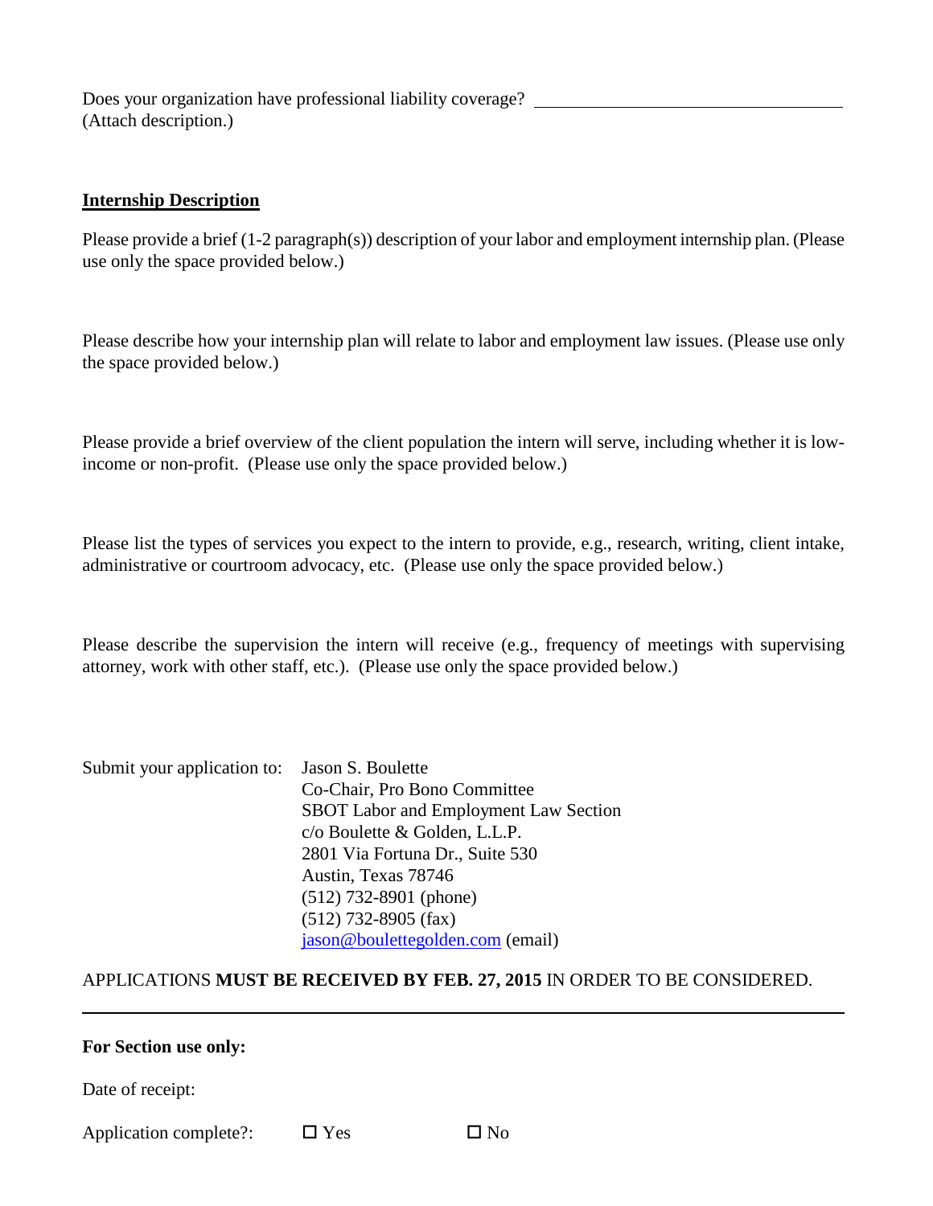Does your organization have professional liability coverage? ___________________________________
(Attach description.)

**Internship Description**

Please provide a brief (1-2 paragraph(s)) description of your labor and employment internship plan. (Please use only the space provided below.)

Please describe how your internship plan will relate to labor and employment law issues. (Please use only the space provided below.)

Please provide a brief overview of the client population the intern will serve, including whether it is low-income or non-profit. (Please use only the space provided below.)

Please list the types of services you expect to the intern to provide, e.g., research, writing, client intake, administrative or courtroom advocacy, etc. (Please use only the space provided below.)

Please describe the supervision the intern will receive (e.g., frequency of meetings with supervising attorney, work with other staff, etc.). (Please use only the space provided below.)

Submit your application to:

Jason S. Boulette
Co-Chair, Pro Bono Committee
SBOT Labor and Employment Law Section
c/o Boulette & Golden, L.L.P.
2801 Via Fortuna Dr., Suite 530
Austin, Texas 78746
(512) 732-8901 (phone)
(512) 732-8905 (fax)
jason@boulettegolden.com (email)

APPLICATIONS **MUST BE RECEIVED BY FEB. 27, 2015** IN ORDER TO BE CONSIDERED.

---

**For Section use only:**

Date of receipt:

Application complete?: ☐ Yes ☐ No